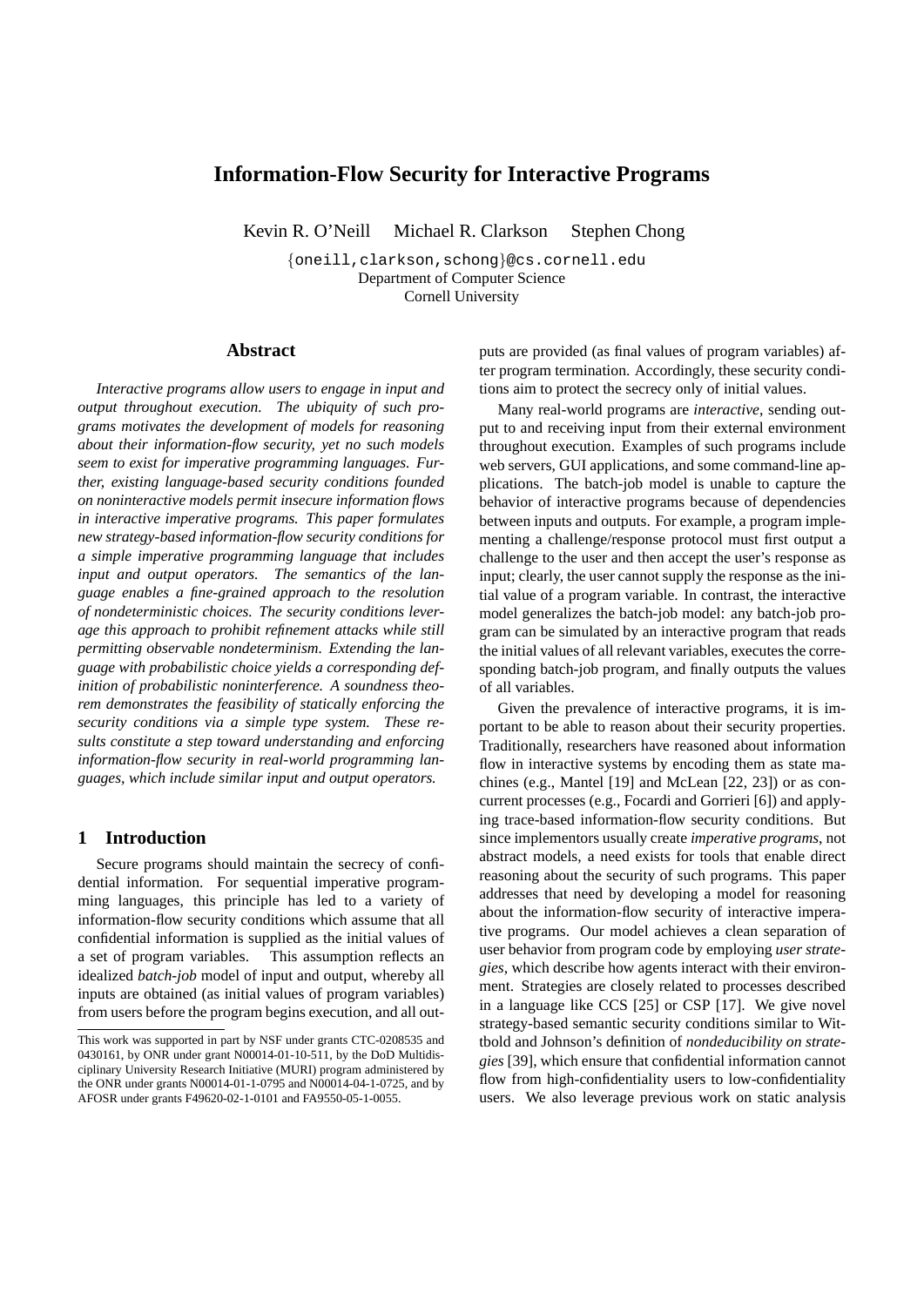# Information-Flow Security for Interactive Programs

Kevin R. O'Neill  Michael R. Clarkson  Stephen Chong

{oneill,clarkson,schong}@cs.cornell.edu
Department of Computer Science
Cornell University

## Abstract

*Interactive programs allow users to engage in input and output throughout execution. The ubiquity of such programs motivates the development of models for reasoning about their information-flow security, yet no such models seem to exist for imperative programming languages. Further, existing language-based security conditions founded on noninteractive models permit insecure information flows in interactive imperative programs. This paper formulates new strategy-based information-flow security conditions for a simple imperative programming language that includes input and output operators. The semantics of the language enables a fine-grained approach to the resolution of nondeterministic choices. The security conditions leverage this approach to prohibit refinement attacks while still permitting observable nondeterminism. Extending the language with probabilistic choice yields a corresponding definition of probabilistic noninterference. A soundness theorem demonstrates the feasibility of statically enforcing the security conditions via a simple type system. These results constitute a step toward understanding and enforcing information-flow security in real-world programming languages, which include similar input and output operators.*

## 1 Introduction

Secure programs should maintain the secrecy of confidential information. For sequential imperative programming languages, this principle has led to a variety of information-flow security conditions which assume that all confidential information is supplied as the initial values of a set of program variables. This assumption reflects an idealized *batch-job* model of input and output, whereby all inputs are obtained (as initial values of program variables) from users before the program begins execution, and all outputs are provided (as final values of program variables) after program termination. Accordingly, these security conditions aim to protect the secrecy only of initial values.

Many real-world programs are *interactive*, sending output to and receiving input from their external environment throughout execution. Examples of such programs include web servers, GUI applications, and some command-line applications. The batch-job model is unable to capture the behavior of interactive programs because of dependencies between inputs and outputs. For example, a program implementing a challenge/response protocol must first output a challenge to the user and then accept the user's response as input; clearly, the user cannot supply the response as the initial value of a program variable. In contrast, the interactive model generalizes the batch-job model: any batch-job program can be simulated by an interactive program that reads the initial values of all relevant variables, executes the corresponding batch-job program, and finally outputs the values of all variables.

Given the prevalence of interactive programs, it is important to be able to reason about their security properties. Traditionally, researchers have reasoned about information flow in interactive systems by encoding them as state machines (e.g., Mantel [19] and McLean [22, 23]) or as concurrent processes (e.g., Focardi and Gorrieri [6]) and applying trace-based information-flow security conditions. But since implementors usually create *imperative programs*, not abstract models, a need exists for tools that enable direct reasoning about the security of such programs. This paper addresses that need by developing a model for reasoning about the information-flow security of interactive imperative programs. Our model achieves a clean separation of user behavior from program code by employing *user strategies*, which describe how agents interact with their environment. Strategies are closely related to processes described in a language like CCS [25] or CSP [17]. We give novel strategy-based semantic security conditions similar to Wittbold and Johnson's definition of *nondeducibility on strategies* [39], which ensure that confidential information cannot flow from high-confidentiality users to low-confidentiality users. We also leverage previous work on static analysis

This work was supported in part by NSF under grants CTC-0208535 and 0430161, by ONR under grant N00014-01-10-511, by the DoD Multidisciplinary University Research Initiative (MURI) program administered by the ONR under grants N00014-01-1-0795 and N00014-04-1-0725, and by AFOSR under grants F49620-02-1-0101 and FA9550-05-1-0055.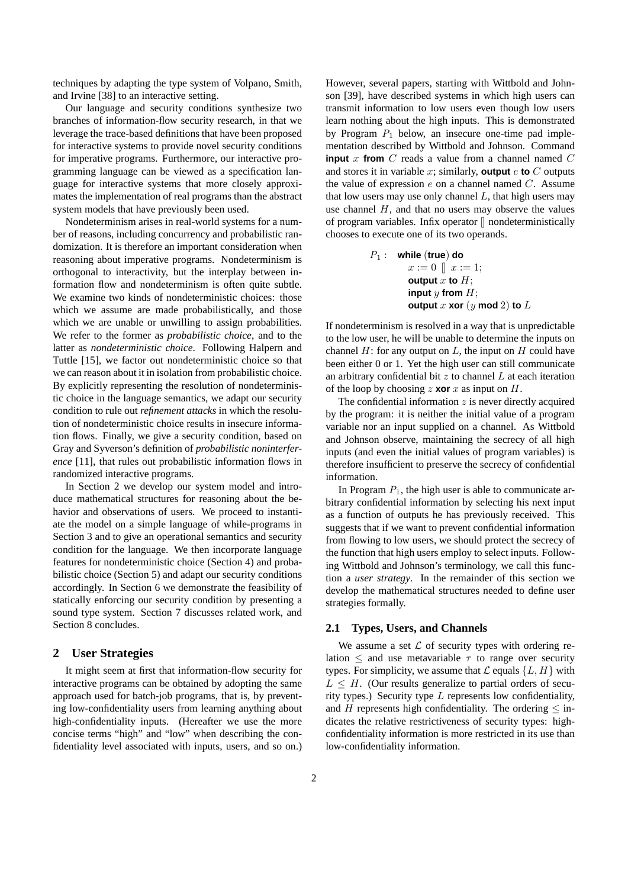techniques by adapting the type system of Volpano, Smith, and Irvine [38] to an interactive setting.

Our language and security conditions synthesize two branches of information-flow security research, in that we leverage the trace-based definitions that have been proposed for interactive systems to provide novel security conditions for imperative programs. Furthermore, our interactive programming language can be viewed as a specification language for interactive systems that more closely approximates the implementation of real programs than the abstract system models that have previously been used.

Nondeterminism arises in real-world systems for a number of reasons, including concurrency and probabilistic randomization. It is therefore an important consideration when reasoning about imperative programs. Nondeterminism is orthogonal to interactivity, but the interplay between information flow and nondeterminism is often quite subtle. We examine two kinds of nondeterministic choices: those which we assume are made probabilistically, and those which we are unable or unwilling to assign probabilities. We refer to the former as *probabilistic choice*, and to the latter as *nondeterministic choice*. Following Halpern and Tuttle [15], we factor out nondeterministic choice so that we can reason about it in isolation from probabilistic choice. By explicitly representing the resolution of nondeterministic choice in the language semantics, we adapt our security condition to rule out *refinement attacks* in which the resolution of nondeterministic choice results in insecure information flows. Finally, we give a security condition, based on Gray and Syverson's definition of *probabilistic noninterference* [11], that rules out probabilistic information flows in randomized interactive programs.

In Section 2 we develop our system model and introduce mathematical structures for reasoning about the behavior and observations of users. We proceed to instantiate the model on a simple language of while-programs in Section 3 and to give an operational semantics and security condition for the language. We then incorporate language features for nondeterministic choice (Section 4) and probabilistic choice (Section 5) and adapt our security conditions accordingly. In Section 6 we demonstrate the feasibility of statically enforcing our security condition by presenting a sound type system. Section 7 discusses related work, and Section 8 concludes.

## 2 User Strategies

It might seem at first that information-flow security for interactive programs can be obtained by adopting the same approach used for batch-job programs, that is, by preventing low-confidentiality users from learning anything about high-confidentiality inputs. (Hereafter we use the more concise terms "high" and "low" when describing the confidentiality level associated with inputs, users, and so on.) However, several papers, starting with Wittbold and Johnson [39], have described systems in which high users can transmit information to low users even though low users learn nothing about the high inputs. This is demonstrated by Program $P_1$ below, an insecure one-time pad implementation described by Wittbold and Johnson. Command **input** $x$ **from** $C$ reads a value from a channel named $C$ and stores it in variable $x$; similarly, **output** $e$ **to** $C$ outputs the value of expression $e$ on a channel named $C$. Assume that low users may use only channel $L$, that high users may use channel $H$, and that no users may observe the values of program variables. Infix operator $[\!]$ nondeterministically chooses to execute one of its two operands.

$P_1$ : **while** (**true**) **do**
  $x := 0 \;[\!]\; x := 1$;
  **output** $x$ **to** $H$;
  **input** $y$ **from** $H$;
  **output** $x$ **xor** $(y$ **mod** $2)$ **to** $L$

If nondeterminism is resolved in a way that is unpredictable to the low user, he will be unable to determine the inputs on channel $H$: for any output on $L$, the input on $H$ could have been either 0 or 1. Yet the high user can still communicate an arbitrary confidential bit $z$ to channel $L$ at each iteration of the loop by choosing $z$ **xor** $x$ as input on $H$.

The confidential information $z$ is never directly acquired by the program: it is neither the initial value of a program variable nor an input supplied on a channel. As Wittbold and Johnson observe, maintaining the secrecy of all high inputs (and even the initial values of program variables) is therefore insufficient to preserve the secrecy of confidential information.

In Program $P_1$, the high user is able to communicate arbitrary confidential information by selecting his next input as a function of outputs he has previously received. This suggests that if we want to prevent confidential information from flowing to low users, we should protect the secrecy of the function that high users employ to select inputs. Following Wittbold and Johnson's terminology, we call this function a *user strategy*. In the remainder of this section we develop the mathematical structures needed to define user strategies formally.

### 2.1 Types, Users, and Channels

We assume a set $\mathcal{L}$ of security types with ordering relation $\leq$ and use metavariable $\tau$ to range over security types. For simplicity, we assume that $\mathcal{L}$ equals $\{L, H\}$ with $L \leq H$. (Our results generalize to partial orders of security types.) Security type $L$ represents low confidentiality, and $H$ represents high confidentiality. The ordering $\leq$ indicates the relative restrictiveness of security types: high-confidentiality information is more restricted in its use than low-confidentiality information.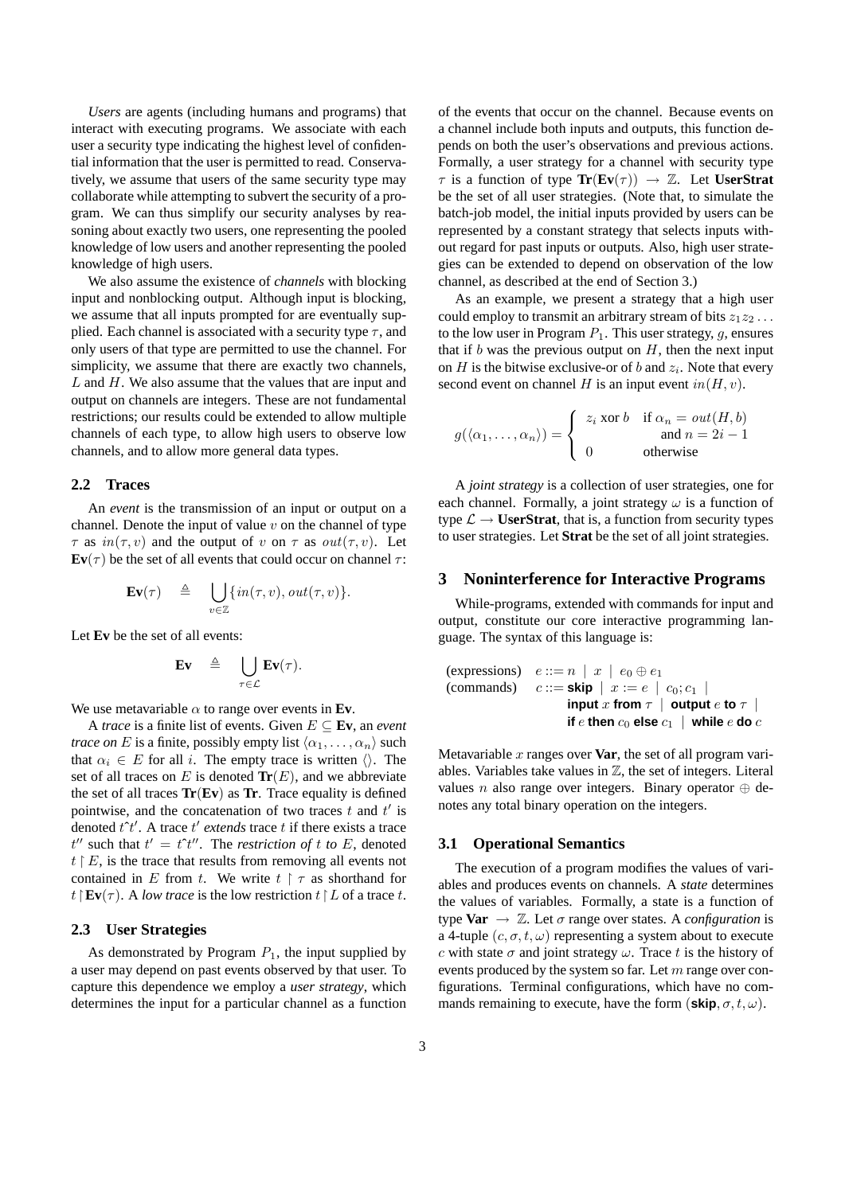*Users* are agents (including humans and programs) that interact with executing programs. We associate with each user a security type indicating the highest level of confidential information that the user is permitted to read. Conservatively, we assume that users of the same security type may collaborate while attempting to subvert the security of a program. We can thus simplify our security analyses by reasoning about exactly two users, one representing the pooled knowledge of low users and another representing the pooled knowledge of high users.

We also assume the existence of *channels* with blocking input and nonblocking output. Although input is blocking, we assume that all inputs prompted for are eventually supplied. Each channel is associated with a security type $\tau$, and only users of that type are permitted to use the channel. For simplicity, we assume that there are exactly two channels, $L$ and $H$. We also assume that the values that are input and output on channels are integers. These are not fundamental restrictions; our results could be extended to allow multiple channels of each type, to allow high users to observe low channels, and to allow more general data types.

### 2.2 Traces

An *event* is the transmission of an input or output on a channel. Denote the input of value $v$ on the channel of type $\tau$ as $in(\tau, v)$ and the output of $v$ on $\tau$ as $out(\tau, v)$. Let $\mathbf{Ev}(\tau)$ be the set of all events that could occur on channel $\tau$:

$$\mathbf{Ev}(\tau) \quad \triangleq \quad \bigcup_{v \in \mathbb{Z}} \{in(\tau, v), out(\tau, v)\}.$$

Let **Ev** be the set of all events:

$$\mathbf{Ev} \quad \triangleq \quad \bigcup_{\tau \in \mathcal{L}} \mathbf{Ev}(\tau).$$

We use metavariable $\alpha$ to range over events in **Ev**.

A *trace* is a finite list of events. Given $E \subseteq \mathbf{Ev}$, an *event trace on* $E$ is a finite, possibly empty list $\langle \alpha_1, \ldots, \alpha_n \rangle$ such that $\alpha_i \in E$ for all $i$. The empty trace is written $\langle\rangle$. The set of all traces on $E$ is denoted $\mathbf{Tr}(E)$, and we abbreviate the set of all traces $\mathbf{Tr}(\mathbf{Ev})$ as $\mathbf{Tr}$. Trace equality is defined pointwise, and the concatenation of two traces $t$ and $t'$ is denoted $t\hat{\ }t'$. A trace $t'$ *extends* trace $t$ if there exists a trace $t''$ such that $t' = t\hat{\ }t''$. The *restriction of* $t$ *to* $E$, denoted $t \restriction E$, is the trace that results from removing all events not contained in $E$ from $t$. We write $t \restriction \tau$ as shorthand for $t \restriction \mathbf{Ev}(\tau)$. A *low trace* is the low restriction $t \restriction L$ of a trace $t$.

### 2.3 User Strategies

As demonstrated by Program $P_1$, the input supplied by a user may depend on past events observed by that user. To capture this dependence we employ a *user strategy*, which determines the input for a particular channel as a function of the events that occur on the channel. Because events on a channel include both inputs and outputs, this function depends on both the user's observations and previous actions. Formally, a user strategy for a channel with security type $\tau$ is a function of type $\mathbf{Tr}(\mathbf{Ev}(\tau)) \to \mathbb{Z}$. Let **UserStrat** be the set of all user strategies. (Note that, to simulate the batch-job model, the initial inputs provided by users can be represented by a constant strategy that selects inputs without regard for past inputs or outputs. Also, high user strategies can be extended to depend on observation of the low channel, as described at the end of Section 3.)

As an example, we present a strategy that a high user could employ to transmit an arbitrary stream of bits $z_1 z_2 \ldots$ to the low user in Program $P_1$. This user strategy, $g$, ensures that if $b$ was the previous output on $H$, then the next input on $H$ is the bitwise exclusive-or of $b$ and $z_i$. Note that every second event on channel $H$ is an input event $in(H, v)$.

$$g(\langle \alpha_1, \ldots, \alpha_n \rangle) = \begin{cases} z_i \text{ xor } b & \text{if } \alpha_n = out(H, b) \\ & \quad \text{and } n = 2i - 1 \\ 0 & \text{otherwise} \end{cases}$$

A *joint strategy* is a collection of user strategies, one for each channel. Formally, a joint strategy $\omega$ is a function of type $\mathcal{L} \to \mathbf{UserStrat}$, that is, a function from security types to user strategies. Let **Strat** be the set of all joint strategies.

## 3 Noninterference for Interactive Programs

While-programs, extended with commands for input and output, constitute our core interactive programming language. The syntax of this language is:

$$\begin{array}{ll} \text{(expressions)} & e ::= n \mid x \mid e_0 \oplus e_1 \\ \text{(commands)} & c ::= \textbf{skip} \mid x := e \mid c_0; c_1 \mid \\ & \qquad \textbf{input } x \textbf{ from } \tau \mid \textbf{output } e \textbf{ to } \tau \mid \\ & \qquad \textbf{if } e \textbf{ then } c_0 \textbf{ else } c_1 \mid \textbf{while } e \textbf{ do } c \end{array}$$

Metavariable $x$ ranges over **Var**, the set of all program variables. Variables take values in $\mathbb{Z}$, the set of integers. Literal values $n$ also range over integers. Binary operator $\oplus$ denotes any total binary operation on the integers.

### 3.1 Operational Semantics

The execution of a program modifies the values of variables and produces events on channels. A *state* determines the values of variables. Formally, a state is a function of type $\mathbf{Var} \to \mathbb{Z}$. Let $\sigma$ range over states. A *configuration* is a 4-tuple $(c, \sigma, t, \omega)$ representing a system about to execute $c$ with state $\sigma$ and joint strategy $\omega$. Trace $t$ is the history of events produced by the system so far. Let $m$ range over configurations. Terminal configurations, which have no commands remaining to execute, have the form $(\textbf{skip}, \sigma, t, \omega)$.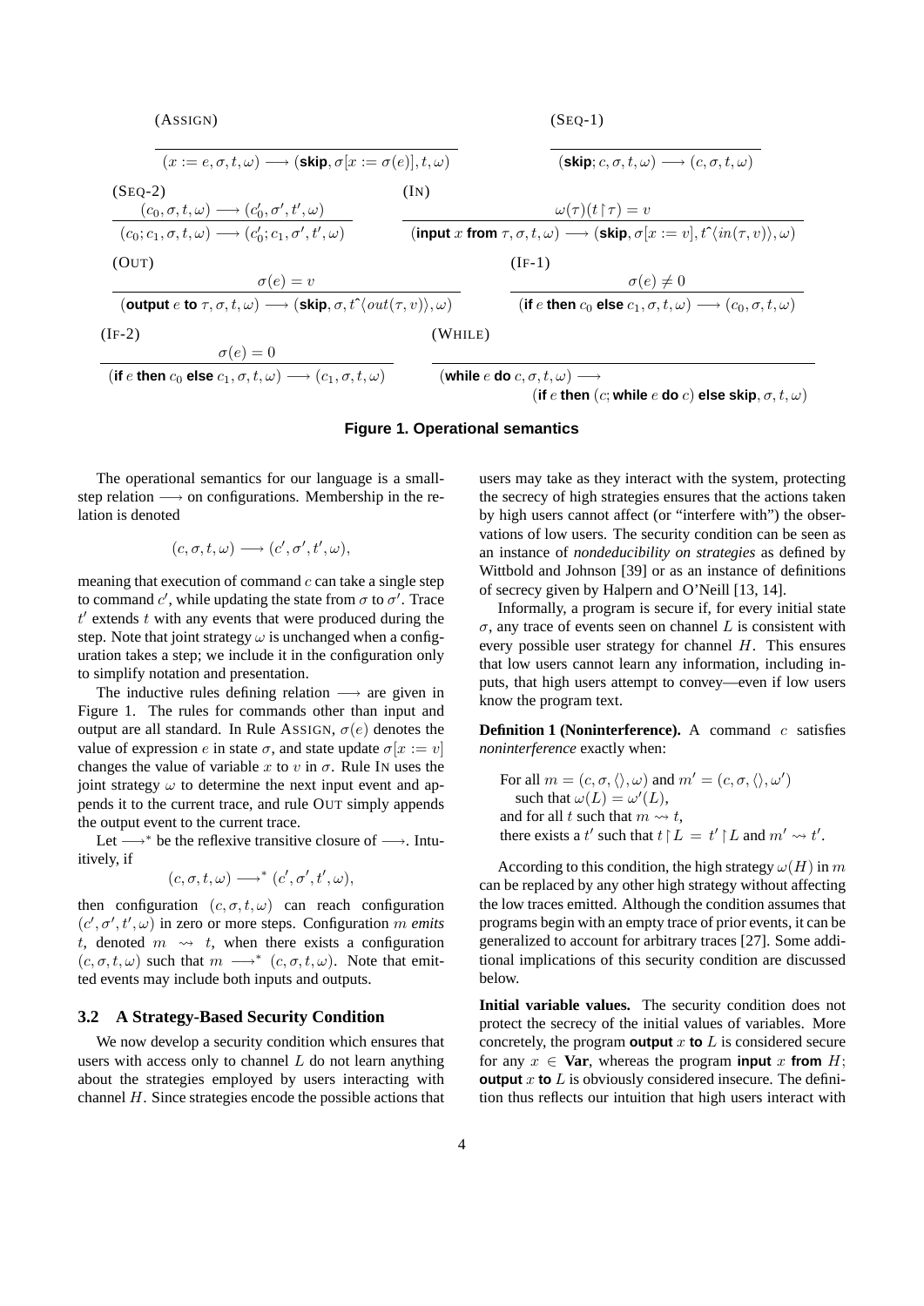(ASSIGN)

$$\frac{}{(x := e, \sigma, t, \omega) \longrightarrow (\textbf{skip}, \sigma[x := \sigma(e)], t, \omega)}$$

(SEQ-1)

$$\frac{}{(\textbf{skip}; c, \sigma, t, \omega) \longrightarrow (c, \sigma, t, \omega)}$$

(SEQ-2)

$$\frac{(c_0, \sigma, t, \omega) \longrightarrow (c_0', \sigma', t', \omega)}{(c_0; c_1, \sigma, t, \omega) \longrightarrow (c_0'; c_1, \sigma', t', \omega)}$$

(IN)

$$\frac{\omega(\tau)(t \upharpoonright \tau) = v}{(\textbf{input } x \textbf{ from } \tau, \sigma, t, \omega) \longrightarrow (\textbf{skip}, \sigma[x := v], t\hat{\ }\langle in(\tau, v)\rangle, \omega)}$$

(OUT)

$$\frac{\sigma(e) = v}{(\textbf{output } e \textbf{ to } \tau, \sigma, t, \omega) \longrightarrow (\textbf{skip}, \sigma, t\hat{\ }\langle out(\tau, v)\rangle, \omega)}$$

(IF-1)

$$\frac{\sigma(e) \neq 0}{(\textbf{if } e \textbf{ then } c_0 \textbf{ else } c_1, \sigma, t, \omega) \longrightarrow (c_0, \sigma, t, \omega)}$$

(IF-2)

$$\frac{\sigma(e) = 0}{(\textbf{if } e \textbf{ then } c_0 \textbf{ else } c_1, \sigma, t, \omega) \longrightarrow (c_1, \sigma, t, \omega)}$$

(WHILE)

$$\frac{}{(\textbf{while } e \textbf{ do } c, \sigma, t, \omega) \longrightarrow (\textbf{if } e \textbf{ then } (c; \textbf{while } e \textbf{ do } c) \textbf{ else skip}, \sigma, t, \omega)}$$

**Figure 1. Operational semantics**

The operational semantics for our language is a small-step relation $\longrightarrow$ on configurations. Membership in the relation is denoted

$$(c, \sigma, t, \omega) \longrightarrow (c', \sigma', t', \omega),$$

meaning that execution of command $c$ can take a single step to command $c'$, while updating the state from $\sigma$ to $\sigma'$. Trace $t'$ extends $t$ with any events that were produced during the step. Note that joint strategy $\omega$ is unchanged when a configuration takes a step; we include it in the configuration only to simplify notation and presentation.

The inductive rules defining relation $\longrightarrow$ are given in Figure 1. The rules for commands other than input and output are all standard. In Rule ASSIGN, $\sigma(e)$ denotes the value of expression $e$ in state $\sigma$, and state update $\sigma[x := v]$ changes the value of variable $x$ to $v$ in $\sigma$. Rule IN uses the joint strategy $\omega$ to determine the next input event and appends it to the current trace, and rule OUT simply appends the output event to the current trace.

Let $\longrightarrow^*$ be the reflexive transitive closure of $\longrightarrow$. Intuitively, if

$$(c, \sigma, t, \omega) \longrightarrow^* (c', \sigma', t', \omega),$$

then configuration $(c, \sigma, t, \omega)$ can reach configuration $(c', \sigma', t', \omega)$ in zero or more steps. Configuration $m$ *emits* $t$, denoted $m \rightsquigarrow t$, when there exists a configuration $(c, \sigma, t, \omega)$ such that $m \longrightarrow^* (c, \sigma, t, \omega)$. Note that emitted events may include both inputs and outputs.

### 3.2 A Strategy-Based Security Condition

We now develop a security condition which ensures that users with access only to channel $L$ do not learn anything about the strategies employed by users interacting with channel $H$. Since strategies encode the possible actions that users may take as they interact with the system, protecting the secrecy of high strategies ensures that the actions taken by high users cannot affect (or "interfere with") the observations of low users. The security condition can be seen as an instance of *nondeducibility on strategies* as defined by Wittbold and Johnson [39] or as an instance of definitions of secrecy given by Halpern and O'Neill [13, 14].

Informally, a program is secure if, for every initial state $\sigma$, any trace of events seen on channel $L$ is consistent with every possible user strategy for channel $H$. This ensures that low users cannot learn any information, including inputs, that high users attempt to convey—even if low users know the program text.

**Definition 1 (Noninterference).** A command $c$ satisfies *noninterference* exactly when:

For all $m = (c, \sigma, \langle\rangle, \omega)$ and $m' = (c, \sigma, \langle\rangle, \omega')$
such that $\omega(L) = \omega'(L)$,
and for all $t$ such that $m \rightsquigarrow t$,
there exists a $t'$ such that $t \upharpoonright L = t' \upharpoonright L$ and $m' \rightsquigarrow t'$.

According to this condition, the high strategy $\omega(H)$ in $m$ can be replaced by any other high strategy without affecting the low traces emitted. Although the condition assumes that programs begin with an empty trace of prior events, it can be generalized to account for arbitrary traces [27]. Some additional implications of this security condition are discussed below.

**Initial variable values.** The security condition does not protect the secrecy of the initial values of variables. More concretely, the program **output** $x$ **to** $L$ is considered secure for any $x \in$ **Var**, whereas the program **input** $x$ **from** $H$; **output** $x$ **to** $L$ is obviously considered insecure. The definition thus reflects our intuition that high users interact with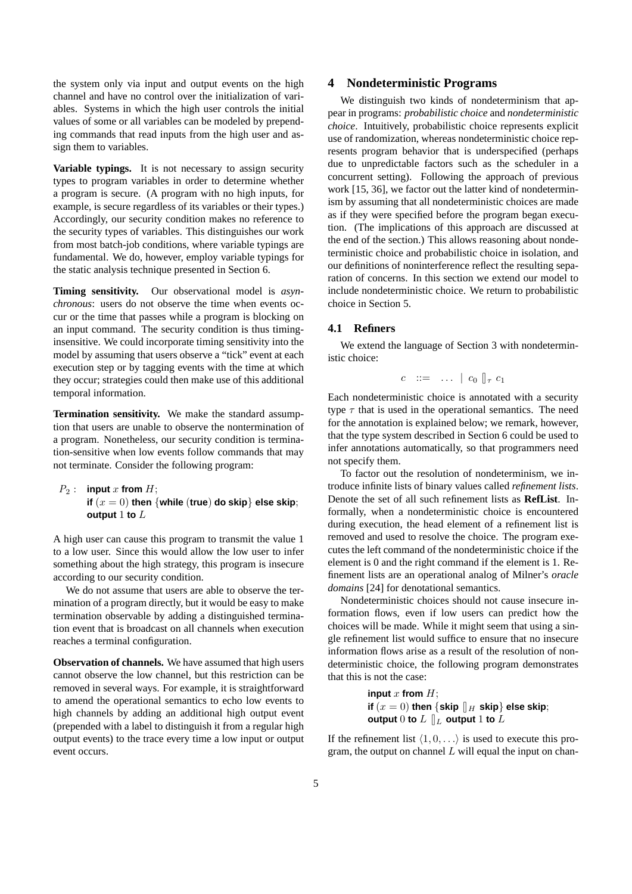the system only via input and output events on the high channel and have no control over the initialization of variables. Systems in which the high user controls the initial values of some or all variables can be modeled by prepending commands that read inputs from the high user and assign them to variables.

**Variable typings.** It is not necessary to assign security types to program variables in order to determine whether a program is secure. (A program with no high inputs, for example, is secure regardless of its variables or their types.) Accordingly, our security condition makes no reference to the security types of variables. This distinguishes our work from most batch-job conditions, where variable typings are fundamental. We do, however, employ variable typings for the static analysis technique presented in Section 6.

**Timing sensitivity.** Our observational model is *asynchronous*: users do not observe the time when events occur or the time that passes while a program is blocking on an input command. The security condition is thus timing-insensitive. We could incorporate timing sensitivity into the model by assuming that users observe a "tick" event at each execution step or by tagging events with the time at which they occur; strategies could then make use of this additional temporal information.

**Termination sensitivity.** We make the standard assumption that users are unable to observe the nontermination of a program. Nonetheless, our security condition is termination-sensitive when low events follow commands that may not terminate. Consider the following program:

$P_2$ : **input** $x$ **from** $H$;
**if** $(x = 0)$ **then** {**while** (**true**) **do skip**} **else skip**;
**output** $1$ **to** $L$

A high user can cause this program to transmit the value 1 to a low user. Since this would allow the low user to infer something about the high strategy, this program is insecure according to our security condition.

We do not assume that users are able to observe the termination of a program directly, but it would be easy to make termination observable by adding a distinguished termination event that is broadcast on all channels when execution reaches a terminal configuration.

**Observation of channels.** We have assumed that high users cannot observe the low channel, but this restriction can be removed in several ways. For example, it is straightforward to amend the operational semantics to echo low events to high channels by adding an additional high output event (prepended with a label to distinguish it from a regular high output events) to the trace every time a low input or output event occurs.

## 4 Nondeterministic Programs

We distinguish two kinds of nondeterminism that appear in programs: *probabilistic choice* and *nondeterministic choice*. Intuitively, probabilistic choice represents explicit use of randomization, whereas nondeterministic choice represents program behavior that is underspecified (perhaps due to unpredictable factors such as the scheduler in a concurrent setting). Following the approach of previous work [15, 36], we factor out the latter kind of nondeterminism by assuming that all nondeterministic choices are made as if they were specified before the program began execution. (The implications of this approach are discussed at the end of the section.) This allows reasoning about nondeterministic choice and probabilistic choice in isolation, and our definitions of noninterference reflect the resulting separation of concerns. In this section we extend our model to include nondeterministic choice. We return to probabilistic choice in Section 5.

### 4.1 Refiners

We extend the language of Section 3 with nondeterministic choice:

$$c \quad ::= \quad \ldots \mid c_0 \, [\!]_\tau \, c_1$$

Each nondeterministic choice is annotated with a security type $\tau$ that is used in the operational semantics. The need for the annotation is explained below; we remark, however, that the type system described in Section 6 could be used to infer annotations automatically, so that programmers need not specify them.

To factor out the resolution of nondeterminism, we introduce infinite lists of binary values called *refinement lists*. Denote the set of all such refinement lists as **RefList**. Informally, when a nondeterministic choice is encountered during execution, the head element of a refinement list is removed and used to resolve the choice. The program executes the left command of the nondeterministic choice if the element is 0 and the right command if the element is 1. Refinement lists are an operational analog of Milner's *oracle domains* [24] for denotational semantics.

Nondeterministic choices should not cause insecure information flows, even if low users can predict how the choices will be made. While it might seem that using a single refinement list would suffice to ensure that no insecure information flows arise as a result of the resolution of nondeterministic choice, the following program demonstrates that this is not the case:

**input** $x$ **from** $H$;
**if** $(x = 0)$ **then** {**skip** $[\!]_H$ **skip**} **else skip**;
**output** $0$ **to** $L$ $[\!]_L$ **output** $1$ **to** $L$

If the refinement list $\langle 1, 0, \ldots\rangle$ is used to execute this program, the output on channel $L$ will equal the input on chan-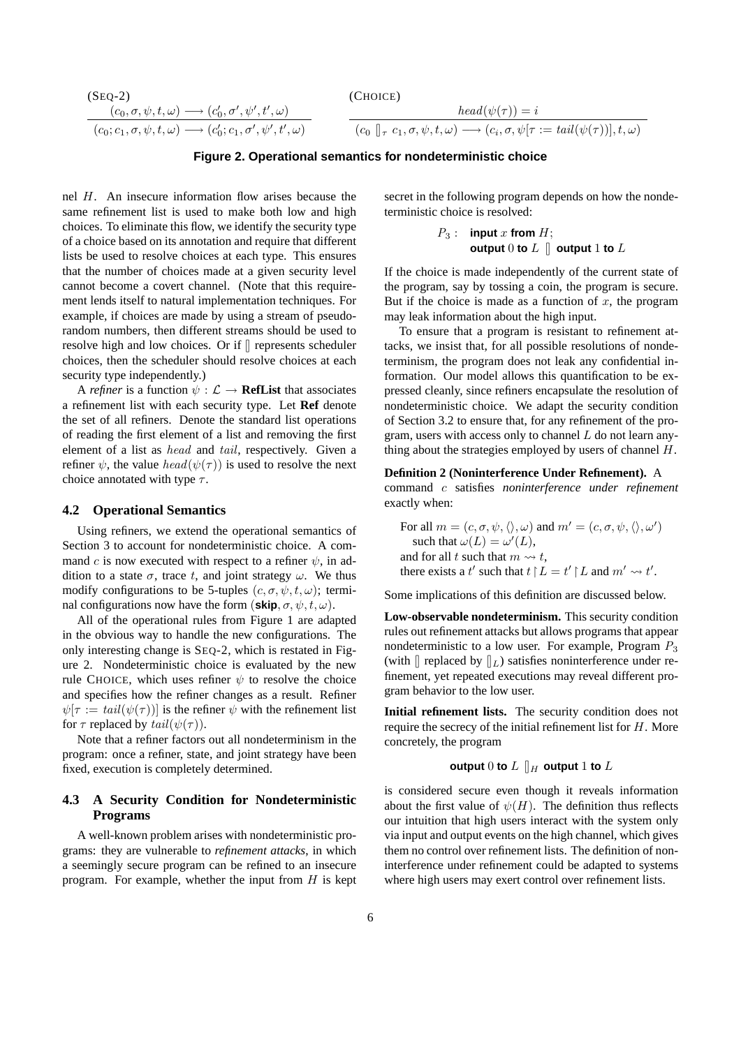(SEQ-2)

$$\frac{(c_0, \sigma, \psi, t, \omega) \longrightarrow (c_0', \sigma', \psi', t', \omega)}{(c_0; c_1, \sigma, \psi, t, \omega) \longrightarrow (c_0'; c_1, \sigma', \psi', t', \omega)}$$

(CHOICE)

$$\frac{head(\psi(\tau)) = i}{(c_0 \; [\!]_\tau \; c_1, \sigma, \psi, t, \omega) \longrightarrow (c_i, \sigma, \psi[\tau := tail(\psi(\tau))], t, \omega)}$$

**Figure 2. Operational semantics for nondeterministic choice**

nel $H$. An insecure information flow arises because the same refinement list is used to make both low and high choices. To eliminate this flow, we identify the security type of a choice based on its annotation and require that different lists be used to resolve choices at each type. This ensures that the number of choices made at a given security level cannot become a covert channel. (Note that this requirement lends itself to natural implementation techniques. For example, if choices are made by using a stream of pseudorandom numbers, then different streams should be used to resolve high and low choices. Or if $[\!]$ represents scheduler choices, then the scheduler should resolve choices at each security type independently.)

A *refiner* is a function $\psi : \mathcal{L} \to \mathbf{RefList}$ that associates a refinement list with each security type. Let **Ref** denote the set of all refiners. Denote the standard list operations of reading the first element of a list and removing the first element of a list as $head$ and $tail$, respectively. Given a refiner $\psi$, the value $head(\psi(\tau))$ is used to resolve the next choice annotated with type $\tau$.

### 4.2 Operational Semantics

Using refiners, we extend the operational semantics of Section 3 to account for nondeterministic choice. A command $c$ is now executed with respect to a refiner $\psi$, in addition to a state $\sigma$, trace $t$, and joint strategy $\omega$. We thus modify configurations to be 5-tuples $(c, \sigma, \psi, t, \omega)$; terminal configurations now have the form $(\textsf{skip}, \sigma, \psi, t, \omega)$.

All of the operational rules from Figure 1 are adapted in the obvious way to handle the new configurations. The only interesting change is SEQ-2, which is restated in Figure 2. Nondeterministic choice is evaluated by the new rule CHOICE, which uses refiner $\psi$ to resolve the choice and specifies how the refiner changes as a result. Refiner $\psi[\tau := tail(\psi(\tau))]$ is the refiner $\psi$ with the refinement list for $\tau$ replaced by $tail(\psi(\tau))$.

Note that a refiner factors out all nondeterminism in the program: once a refiner, state, and joint strategy have been fixed, execution is completely determined.

### 4.3 A Security Condition for Nondeterministic Programs

A well-known problem arises with nondeterministic programs: they are vulnerable to *refinement attacks*, in which a seemingly secure program can be refined to an insecure program. For example, whether the input from $H$ is kept secret in the following program depends on how the nondeterministic choice is resolved:

$$P_3: \quad \textsf{input } x \textsf{ from } H; \\ \textsf{output } 0 \textsf{ to } L \; [\!] \; \textsf{output } 1 \textsf{ to } L$$

If the choice is made independently of the current state of the program, say by tossing a coin, the program is secure. But if the choice is made as a function of $x$, the program may leak information about the high input.

To ensure that a program is resistant to refinement attacks, we insist that, for all possible resolutions of nondeterminism, the program does not leak any confidential information. Our model allows this quantification to be expressed cleanly, since refiners encapsulate the resolution of nondeterministic choice. We adapt the security condition of Section 3.2 to ensure that, for any refinement of the program, users with access only to channel $L$ do not learn anything about the strategies employed by users of channel $H$.

**Definition 2 (Noninterference Under Refinement).** A command $c$ satisfies *noninterference under refinement* exactly when:

For all $m = (c, \sigma, \psi, \langle\rangle, \omega)$ and $m' = (c, \sigma, \psi, \langle\rangle, \omega')$ such that $\omega(L) = \omega'(L)$,
and for all $t$ such that $m \rightsquigarrow t$,
there exists a $t'$ such that $t \restriction L = t' \restriction L$ and $m' \rightsquigarrow t'$.

Some implications of this definition are discussed below.

**Low-observable nondeterminism.** This security condition rules out refinement attacks but allows programs that appear nondeterministic to a low user. For example, Program $P_3$ (with $[\!]$ replaced by $[\!]_L$) satisfies noninterference under refinement, yet repeated executions may reveal different program behavior to the low user.

**Initial refinement lists.** The security condition does not require the secrecy of the initial refinement list for $H$. More concretely, the program

$$\textsf{output } 0 \textsf{ to } L \; [\!]_H \; \textsf{output } 1 \textsf{ to } L$$

is considered secure even though it reveals information about the first value of $\psi(H)$. The definition thus reflects our intuition that high users interact with the system only via input and output events on the high channel, which gives them no control over refinement lists. The definition of noninterference under refinement could be adapted to systems where high users may exert control over refinement lists.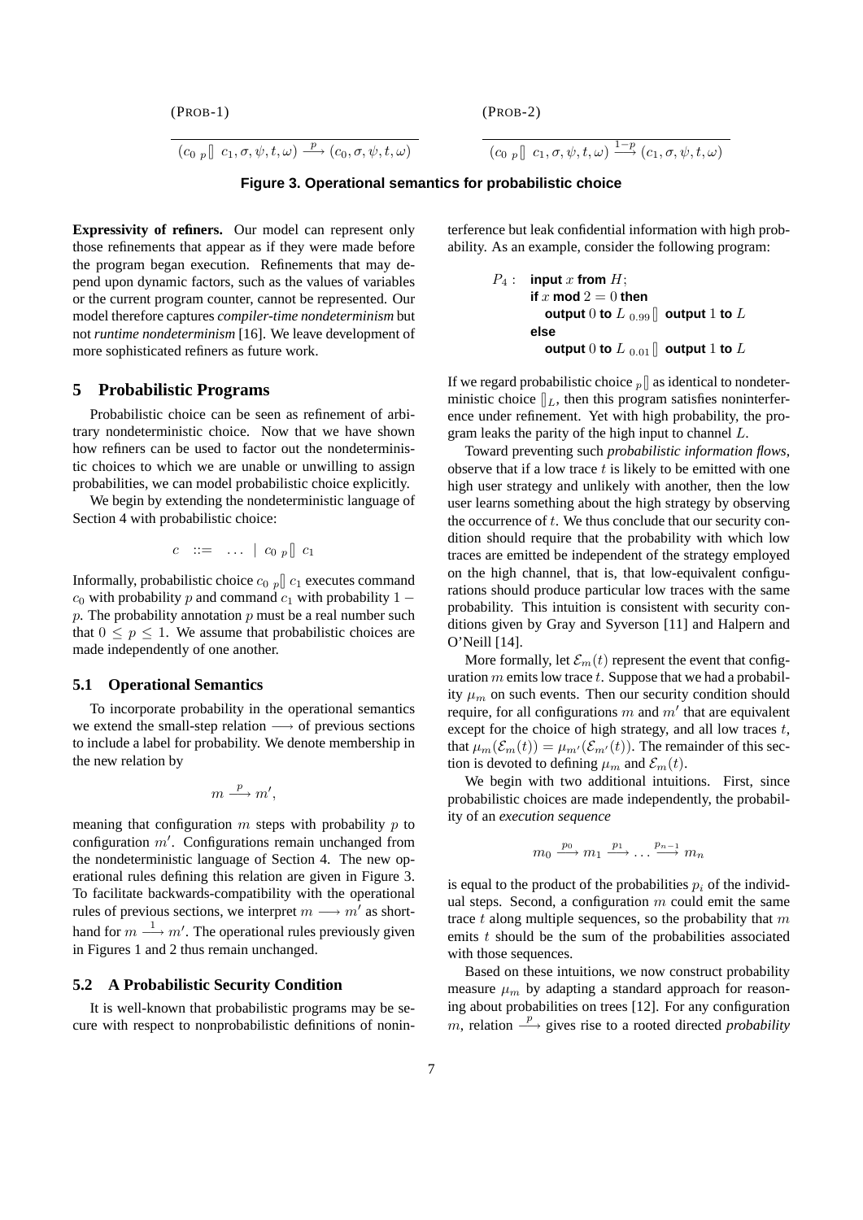(PROB-1)

$$\overline{(c_0\ {}_p[]\ c_1, \sigma, \psi, t, \omega) \xrightarrow{p} (c_0, \sigma, \psi, t, \omega)}$$

(PROB-2)

$$\overline{(c_0\ {}_p[]\ c_1, \sigma, \psi, t, \omega) \xrightarrow{1-p} (c_1, \sigma, \psi, t, \omega)}$$

**Figure 3. Operational semantics for probabilistic choice**

**Expressivity of refiners.** Our model can represent only those refinements that appear as if they were made before the program began execution. Refinements that may depend upon dynamic factors, such as the values of variables or the current program counter, cannot be represented. Our model therefore captures *compiler-time nondeterminism* but not *runtime nondeterminism* [16]. We leave development of more sophisticated refiners as future work.

## 5 Probabilistic Programs

Probabilistic choice can be seen as refinement of arbitrary nondeterministic choice. Now that we have shown how refiners can be used to factor out the nondeterministic choices to which we are unable or unwilling to assign probabilities, we can model probabilistic choice explicitly.

We begin by extending the nondeterministic language of Section 4 with probabilistic choice:

$$c \quad ::= \quad \ldots \ \mid \ c_0\ {}_p[]\ c_1$$

Informally, probabilistic choice $c_0\ {}_p[]\ c_1$ executes command $c_0$ with probability $p$ and command $c_1$ with probability $1 - p$. The probability annotation $p$ must be a real number such that $0 \leq p \leq 1$. We assume that probabilistic choices are made independently of one another.

### 5.1 Operational Semantics

To incorporate probability in the operational semantics we extend the small-step relation $\longrightarrow$ of previous sections to include a label for probability. We denote membership in the new relation by

$$m \xrightarrow{p} m',$$

meaning that configuration $m$ steps with probability $p$ to configuration $m'$. Configurations remain unchanged from the nondeterministic language of Section 4. The new operational rules defining this relation are given in Figure 3. To facilitate backwards-compatibility with the operational rules of previous sections, we interpret $m \longrightarrow m'$ as shorthand for $m \xrightarrow{1} m'$. The operational rules previously given in Figures 1 and 2 thus remain unchanged.

### 5.2 A Probabilistic Security Condition

It is well-known that probabilistic programs may be secure with respect to nonprobabilistic definitions of noninterference but leak confidential information with high probability. As an example, consider the following program:

$P_4$ : **input** $x$ **from** $H$;
**if** $x$ **mod** $2 = 0$ **then**
  **output** $0$ **to** $L\ {}_{0.99}[]$ **output** $1$ **to** $L$
**else**
  **output** $0$ **to** $L\ {}_{0.01}[]$ **output** $1$ **to** $L$

If we regard probabilistic choice ${}_p[]$ as identical to nondeterministic choice $[]_L$, then this program satisfies noninterference under refinement. Yet with high probability, the program leaks the parity of the high input to channel $L$.

Toward preventing such *probabilistic information flows*, observe that if a low trace $t$ is likely to be emitted with one high user strategy and unlikely with another, then the low user learns something about the high strategy by observing the occurrence of $t$. We thus conclude that our security condition should require that the probability with which low traces are emitted be independent of the strategy employed on the high channel, that is, that low-equivalent configurations should produce particular low traces with the same probability. This intuition is consistent with security conditions given by Gray and Syverson [11] and Halpern and O'Neill [14].

More formally, let $\mathcal{E}_m(t)$ represent the event that configuration $m$ emits low trace $t$. Suppose that we had a probability $\mu_m$ on such events. Then our security condition should require, for all configurations $m$ and $m'$ that are equivalent except for the choice of high strategy, and all low traces $t$, that $\mu_m(\mathcal{E}_m(t)) = \mu_{m'}(\mathcal{E}_{m'}(t))$. The remainder of this section is devoted to defining $\mu_m$ and $\mathcal{E}_m(t)$.

We begin with two additional intuitions. First, since probabilistic choices are made independently, the probability of an *execution sequence*

$$m_0 \xrightarrow{p_0} m_1 \xrightarrow{p_1} \ldots \xrightarrow{p_{n-1}} m_n$$

is equal to the product of the probabilities $p_i$ of the individual steps. Second, a configuration $m$ could emit the same trace $t$ along multiple sequences, so the probability that $m$ emits $t$ should be the sum of the probabilities associated with those sequences.

Based on these intuitions, we now construct probability measure $\mu_m$ by adapting a standard approach for reasoning about probabilities on trees [12]. For any configuration $m$, relation $\xrightarrow{p}$ gives rise to a rooted directed *probability*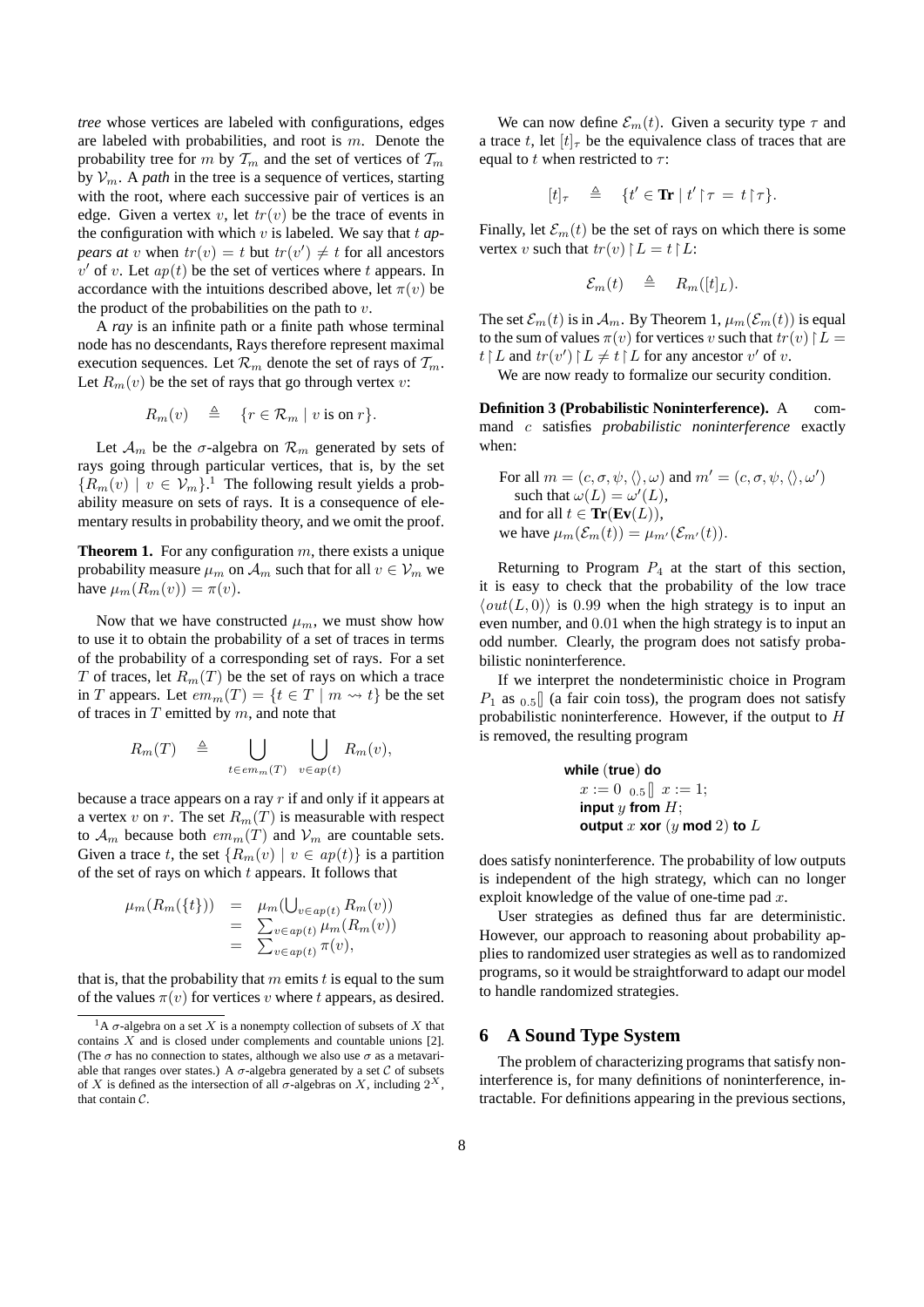*tree* whose vertices are labeled with configurations, edges are labeled with probabilities, and root is $m$. Denote the probability tree for $m$ by $\mathcal{T}_m$ and the set of vertices of $\mathcal{T}_m$ by $\mathcal{V}_m$. A *path* in the tree is a sequence of vertices, starting with the root, where each successive pair of vertices is an edge. Given a vertex $v$, let $tr(v)$ be the trace of events in the configuration with which $v$ is labeled. We say that $t$ *appears at* $v$ when $tr(v) = t$ but $tr(v') \neq t$ for all ancestors $v'$ of $v$. Let $ap(t)$ be the set of vertices where $t$ appears. In accordance with the intuitions described above, let $\pi(v)$ be the product of the probabilities on the path to $v$.

A *ray* is an infinite path or a finite path whose terminal node has no descendants, Rays therefore represent maximal execution sequences. Let $\mathcal{R}_m$ denote the set of rays of $\mathcal{T}_m$. Let $R_m(v)$ be the set of rays that go through vertex $v$:

$$R_m(v) \quad \triangleq \quad \{r \in \mathcal{R}_m \mid v \text{ is on } r\}.$$

Let $\mathcal{A}_m$ be the $\sigma$-algebra on $\mathcal{R}_m$ generated by sets of rays going through particular vertices, that is, by the set $\{R_m(v) \mid v \in \mathcal{V}_m\}$.[1] The following result yields a probability measure on sets of rays. It is a consequence of elementary results in probability theory, and we omit the proof.

**Theorem 1.** For any configuration $m$, there exists a unique probability measure $\mu_m$ on $\mathcal{A}_m$ such that for all $v \in \mathcal{V}_m$ we have $\mu_m(R_m(v)) = \pi(v)$.

Now that we have constructed $\mu_m$, we must show how to use it to obtain the probability of a set of traces in terms of the probability of a corresponding set of rays. For a set $T$ of traces, let $R_m(T)$ be the set of rays on which a trace in $T$ appears. Let $em_m(T) = \{t \in T \mid m \rightsquigarrow t\}$ be the set of traces in $T$ emitted by $m$, and note that

$$R_m(T) \quad \triangleq \quad \bigcup_{t \in em_m(T)} \; \bigcup_{v \in ap(t)} R_m(v),$$

because a trace appears on a ray $r$ if and only if it appears at a vertex $v$ on $r$. The set $R_m(T)$ is measurable with respect to $\mathcal{A}_m$ because both $em_m(T)$ and $\mathcal{V}_m$ are countable sets. Given a trace $t$, the set $\{R_m(v) \mid v \in ap(t)\}$ is a partition of the set of rays on which $t$ appears. It follows that

$$\begin{aligned}
\mu_m(R_m(\{t\})) &= \mu_m(\textstyle\bigcup_{v \in ap(t)} R_m(v)) \\
&= \textstyle\sum_{v \in ap(t)} \mu_m(R_m(v)) \\
&= \textstyle\sum_{v \in ap(t)} \pi(v),
\end{aligned}$$

that is, that the probability that $m$ emits $t$ is equal to the sum of the values $\pi(v)$ for vertices $v$ where $t$ appears, as desired.

We can now define $\mathcal{E}_m(t)$. Given a security type $\tau$ and a trace $t$, let $[t]_\tau$ be the equivalence class of traces that are equal to $t$ when restricted to $\tau$:

$$[t]_\tau \quad \triangleq \quad \{t' \in \mathbf{Tr} \mid t' \restriction \tau \, = \, t \restriction \tau\}.$$

Finally, let $\mathcal{E}_m(t)$ be the set of rays on which there is some vertex $v$ such that $tr(v) \restriction L = t \restriction L$:

$$\mathcal{E}_m(t) \quad \triangleq \quad R_m([t]_L).$$

The set $\mathcal{E}_m(t)$ is in $\mathcal{A}_m$. By Theorem 1, $\mu_m(\mathcal{E}_m(t))$ is equal to the sum of values $\pi(v)$ for vertices $v$ such that $tr(v) \restriction L = t \restriction L$ and $tr(v') \restriction L \neq t \restriction L$ for any ancestor $v'$ of $v$.

We are now ready to formalize our security condition.

**Definition 3 (Probabilistic Noninterference).** A command $c$ satisfies *probabilistic noninterference* exactly when:

For all $m = (c, \sigma, \psi, \langle\rangle, \omega)$ and $m' = (c, \sigma, \psi, \langle\rangle, \omega')$
such that $\omega(L) = \omega'(L)$,
and for all $t \in \mathbf{Tr}(\mathbf{Ev}(L))$,
we have $\mu_m(\mathcal{E}_m(t)) = \mu_{m'}(\mathcal{E}_{m'}(t))$.

Returning to Program $P_4$ at the start of this section, it is easy to check that the probability of the low trace $\langle out(L, 0)\rangle$ is $0.99$ when the high strategy is to input an even number, and $0.01$ when the high strategy is to input an odd number. Clearly, the program does not satisfy probabilistic noninterference.

If we interpret the nondeterministic choice in Program $P_1$ as ${}_{0.5}[]$ (a fair coin toss), the program does not satisfy probabilistic noninterference. However, if the output to $H$ is removed, the resulting program

```
while (true) do
    x := 0 _0.5[] x := 1;
    input y from H;
    output x xor (y mod 2) to L
```

does satisfy noninterference. The probability of low outputs is independent of the high strategy, which can no longer exploit knowledge of the value of one-time pad $x$.

User strategies as defined thus far are deterministic. However, our approach to reasoning about probability applies to randomized user strategies as well as to randomized programs, so it would be straightforward to adapt our model to handle randomized strategies.

## 6 A Sound Type System

The problem of characterizing programs that satisfy noninterference is, for many definitions of noninterference, intractable. For definitions appearing in the previous sections,

[1] A $\sigma$-algebra on a set $X$ is a nonempty collection of subsets of $X$ that contains $X$ and is closed under complements and countable unions [2]. (The $\sigma$ has no connection to states, although we also use $\sigma$ as a metavariable that ranges over states.) A $\sigma$-algebra generated by a set $\mathcal{C}$ of subsets of $X$ is defined as the intersection of all $\sigma$-algebras on $X$, including $2^X$, that contain $\mathcal{C}$.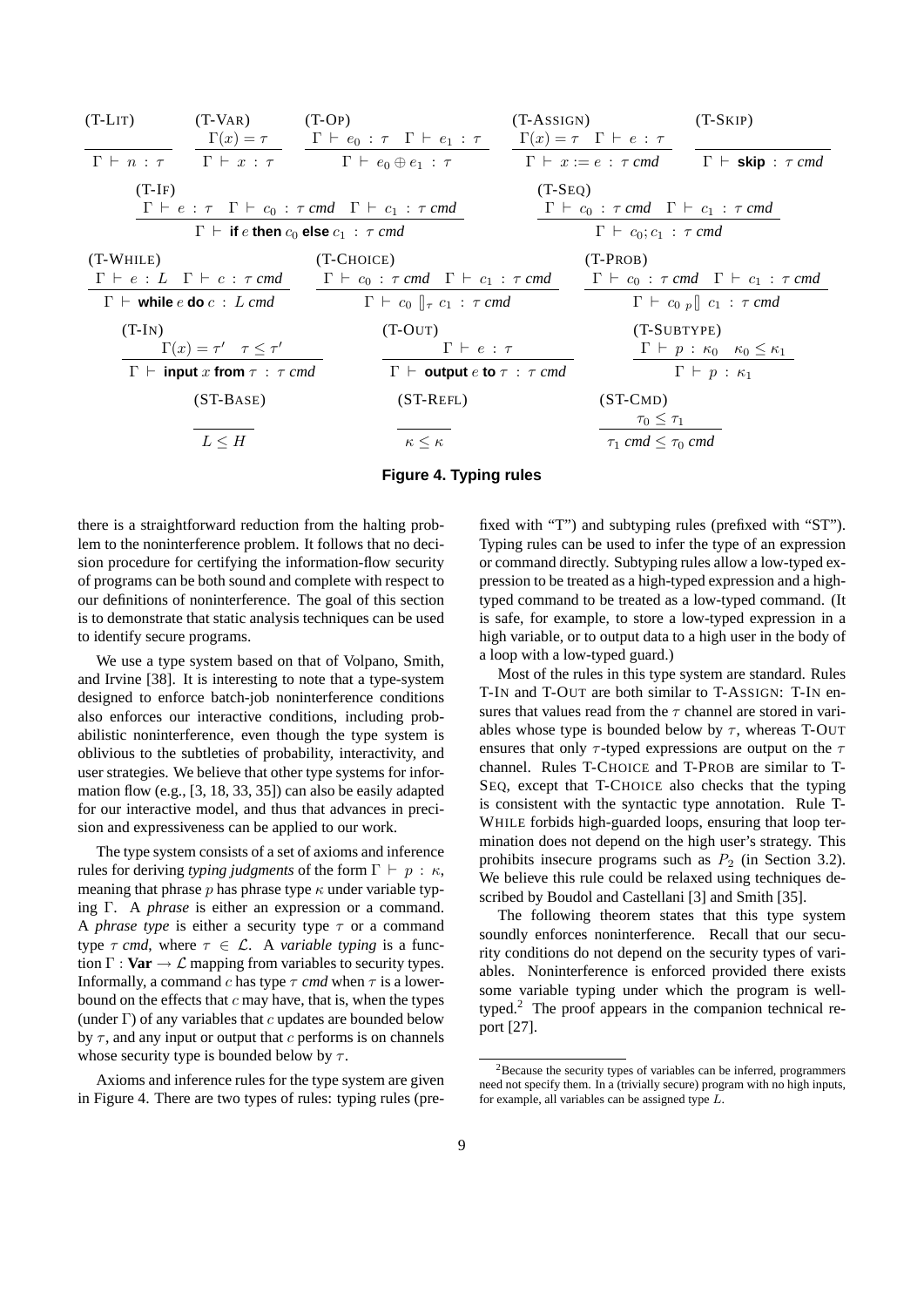$$\text{(T-LIT)}\ \frac{}{\Gamma \vdash n : \tau} \qquad \text{(T-VAR)}\ \frac{\Gamma(x) = \tau}{\Gamma \vdash x : \tau} \qquad \text{(T-OP)}\ \frac{\Gamma \vdash e_0 : \tau \quad \Gamma \vdash e_1 : \tau}{\Gamma \vdash e_0 \oplus e_1 : \tau} \qquad \text{(T-ASSIGN)}\ \frac{\Gamma(x) = \tau \quad \Gamma \vdash e : \tau}{\Gamma \vdash x := e : \tau\ cmd} \qquad \text{(T-SKIP)}\ \frac{}{\Gamma \vdash \textbf{skip} : \tau\ cmd}$$

$$\text{(T-IF)}\ \frac{\Gamma \vdash e : \tau \quad \Gamma \vdash c_0 : \tau\ cmd \quad \Gamma \vdash c_1 : \tau\ cmd}{\Gamma \vdash \textbf{if}\ e\ \textbf{then}\ c_0\ \textbf{else}\ c_1 : \tau\ cmd} \qquad \text{(T-SEQ)}\ \frac{\Gamma \vdash c_0 : \tau\ cmd \quad \Gamma \vdash c_1 : \tau\ cmd}{\Gamma \vdash c_0; c_1 : \tau\ cmd}$$

$$\text{(T-WHILE)}\ \frac{\Gamma \vdash e : L \quad \Gamma \vdash c : \tau\ cmd}{\Gamma \vdash \textbf{while}\ e\ \textbf{do}\ c : L\ cmd} \qquad \text{(T-CHOICE)}\ \frac{\Gamma \vdash c_0 : \tau\ cmd \quad \Gamma \vdash c_1 : \tau\ cmd}{\Gamma \vdash c_0\ [\!]_\tau\ c_1 : \tau\ cmd} \qquad \text{(T-PROB)}\ \frac{\Gamma \vdash c_0 : \tau\ cmd \quad \Gamma \vdash c_1 : \tau\ cmd}{\Gamma \vdash c_0\ {}_p[\!]\ c_1 : \tau\ cmd}$$

$$\text{(T-IN)}\ \frac{\Gamma(x) = \tau' \quad \tau \leq \tau'}{\Gamma \vdash \textbf{input}\ x\ \textbf{from}\ \tau : \tau\ cmd} \qquad \text{(T-OUT)}\ \frac{\Gamma \vdash e : \tau}{\Gamma \vdash \textbf{output}\ e\ \textbf{to}\ \tau : \tau\ cmd} \qquad \text{(T-SUBTYPE)}\ \frac{\Gamma \vdash p : \kappa_0 \quad \kappa_0 \leq \kappa_1}{\Gamma \vdash p : \kappa_1}$$

$$\text{(ST-BASE)}\ \frac{}{L \leq H} \qquad \text{(ST-REFL)}\ \frac{}{\kappa \leq \kappa} \qquad \text{(ST-CMD)}\ \frac{\tau_0 \leq \tau_1}{\tau_1\ cmd \leq \tau_0\ cmd}$$

**Figure 4. Typing rules**

there is a straightforward reduction from the halting problem to the noninterference problem. It follows that no decision procedure for certifying the information-flow security of programs can be both sound and complete with respect to our definitions of noninterference. The goal of this section is to demonstrate that static analysis techniques can be used to identify secure programs.

We use a type system based on that of Volpano, Smith, and Irvine [38]. It is interesting to note that a type-system designed to enforce batch-job noninterference conditions also enforces our interactive conditions, including probabilistic noninterference, even though the type system is oblivious to the subtleties of probability, interactivity, and user strategies. We believe that other type systems for information flow (e.g., [3, 18, 33, 35]) can also be easily adapted for our interactive model, and thus that advances in precision and expressiveness can be applied to our work.

The type system consists of a set of axioms and inference rules for deriving *typing judgments* of the form $\Gamma \vdash p : \kappa$, meaning that phrase $p$ has phrase type $\kappa$ under variable typing $\Gamma$. A *phrase* is either an expression or a command. A *phrase type* is either a security type $\tau$ or a command type $\tau$ *cmd*, where $\tau \in \mathcal{L}$. A *variable typing* is a function $\Gamma : \textbf{Var} \rightarrow \mathcal{L}$ mapping from variables to security types. Informally, a command $c$ has type $\tau$ *cmd* when $\tau$ is a lower-bound on the effects that $c$ may have, that is, when the types (under $\Gamma$) of any variables that $c$ updates are bounded below by $\tau$, and any input or output that $c$ performs is on channels whose security type is bounded below by $\tau$.

Axioms and inference rules for the type system are given in Figure 4. There are two types of rules: typing rules (prefixed with "T") and subtyping rules (prefixed with "ST"). Typing rules can be used to infer the type of an expression or command directly. Subtyping rules allow a low-typed expression to be treated as a high-typed expression and a high-typed command to be treated as a low-typed command. (It is safe, for example, to store a low-typed expression in a high variable, or to output data to a high user in the body of a loop with a low-typed guard.)

Most of the rules in this type system are standard. Rules T-IN and T-OUT are both similar to T-ASSIGN: T-IN ensures that values read from the $\tau$ channel are stored in variables whose type is bounded below by $\tau$, whereas T-OUT ensures that only $\tau$-typed expressions are output on the $\tau$ channel. Rules T-CHOICE and T-PROB are similar to T-SEQ, except that T-CHOICE also checks that the typing is consistent with the syntactic type annotation. Rule T-WHILE forbids high-guarded loops, ensuring that loop termination does not depend on the high user's strategy. This prohibits insecure programs such as $P_2$ (in Section 3.2). We believe this rule could be relaxed using techniques described by Boudol and Castellani [3] and Smith [35].

The following theorem states that this type system soundly enforces noninterference. Recall that our security conditions do not depend on the security types of variables. Noninterference is enforced provided there exists some variable typing under which the program is well-typed.[2] The proof appears in the companion technical report [27].

[2] Because the security types of variables can be inferred, programmers need not specify them. In a (trivially secure) program with no high inputs, for example, all variables can be assigned type $L$.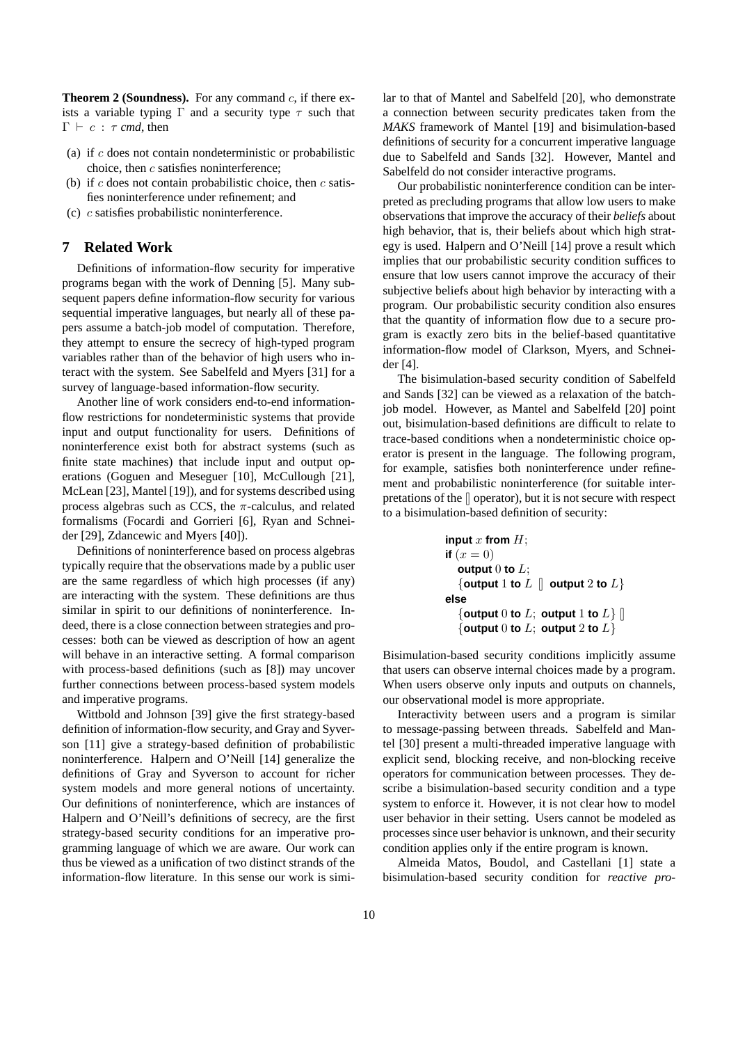**Theorem 2 (Soundness).** For any command $c$, if there exists a variable typing $\Gamma$ and a security type $\tau$ such that $\Gamma \vdash c : \tau$ *cmd*, then

(a) if $c$ does not contain nondeterministic or probabilistic choice, then $c$ satisfies noninterference;

(b) if $c$ does not contain probabilistic choice, then $c$ satisfies noninterference under refinement; and

(c) $c$ satisfies probabilistic noninterference.

## 7 Related Work

Definitions of information-flow security for imperative programs began with the work of Denning [5]. Many subsequent papers define information-flow security for various sequential imperative languages, but nearly all of these papers assume a batch-job model of computation. Therefore, they attempt to ensure the secrecy of high-typed program variables rather than of the behavior of high users who interact with the system. See Sabelfeld and Myers [31] for a survey of language-based information-flow security.

Another line of work considers end-to-end information-flow restrictions for nondeterministic systems that provide input and output functionality for users. Definitions of noninterference exist both for abstract systems (such as finite state machines) that include input and output operations (Goguen and Meseguer [10], McCullough [21], McLean [23], Mantel [19]), and for systems described using process algebras such as CCS, the $\pi$-calculus, and related formalisms (Focardi and Gorrieri [6], Ryan and Schneider [29], Zdancewic and Myers [40]).

Definitions of noninterference based on process algebras typically require that the observations made by a public user are the same regardless of which high processes (if any) are interacting with the system. These definitions are thus similar in spirit to our definitions of noninterference. Indeed, there is a close connection between strategies and processes: both can be viewed as description of how an agent will behave in an interactive setting. A formal comparison with process-based definitions (such as [8]) may uncover further connections between process-based system models and imperative programs.

Wittbold and Johnson [39] give the first strategy-based definition of information-flow security, and Gray and Syverson [11] give a strategy-based definition of probabilistic noninterference. Halpern and O'Neill [14] generalize the definitions of Gray and Syverson to account for richer system models and more general notions of uncertainty. Our definitions of noninterference, which are instances of Halpern and O'Neill's definitions of secrecy, are the first strategy-based security conditions for an imperative programming language of which we are aware. Our work can thus be viewed as a unification of two distinct strands of the information-flow literature. In this sense our work is similar to that of Mantel and Sabelfeld [20], who demonstrate a connection between security predicates taken from the *MAKS* framework of Mantel [19] and bisimulation-based definitions of security for a concurrent imperative language due to Sabelfeld and Sands [32]. However, Mantel and Sabelfeld do not consider interactive programs.

Our probabilistic noninterference condition can be interpreted as precluding programs that allow low users to make observations that improve the accuracy of their *beliefs* about high behavior, that is, their beliefs about which high strategy is used. Halpern and O'Neill [14] prove a result which implies that our probabilistic security condition suffices to ensure that low users cannot improve the accuracy of their subjective beliefs about high behavior by interacting with a program. Our probabilistic security condition also ensures that the quantity of information flow due to a secure program is exactly zero bits in the belief-based quantitative information-flow model of Clarkson, Myers, and Schneider [4].

The bisimulation-based security condition of Sabelfeld and Sands [32] can be viewed as a relaxation of the batch-job model. However, as Mantel and Sabelfeld [20] point out, bisimulation-based definitions are difficult to relate to trace-based conditions when a nondeterministic choice operator is present in the language. The following program, for example, satisfies both noninterference under refinement and probabilistic noninterference (for suitable interpretations of the $[]$ operator), but it is not secure with respect to a bisimulation-based definition of security:

```
input x from H;
if (x = 0)
   output 0 to L;
   {output 1 to L [] output 2 to L}
else
   {output 0 to L; output 1 to L} []
   {output 0 to L; output 2 to L}
```

Bisimulation-based security conditions implicitly assume that users can observe internal choices made by a program. When users observe only inputs and outputs on channels, our observational model is more appropriate.

Interactivity between users and a program is similar to message-passing between threads. Sabelfeld and Mantel [30] present a multi-threaded imperative language with explicit send, blocking receive, and non-blocking receive operators for communication between processes. They describe a bisimulation-based security condition and a type system to enforce it. However, it is not clear how to model user behavior in their setting. Users cannot be modeled as processes since user behavior is unknown, and their security condition applies only if the entire program is known.

Almeida Matos, Boudol, and Castellani [1] state a bisimulation-based security condition for *reactive pro-*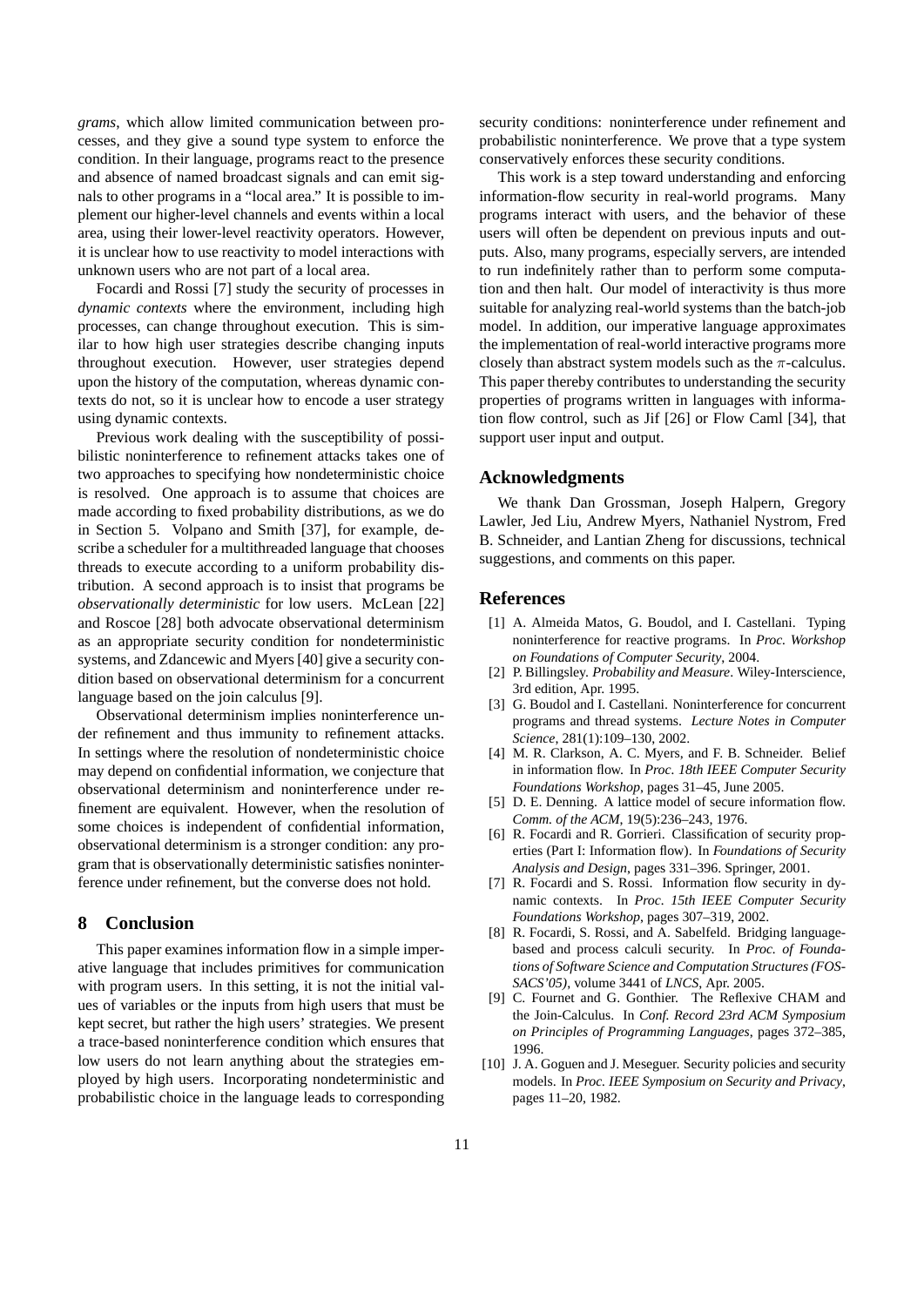*grams*, which allow limited communication between processes, and they give a sound type system to enforce the condition. In their language, programs react to the presence and absence of named broadcast signals and can emit signals to other programs in a "local area." It is possible to implement our higher-level channels and events within a local area, using their lower-level reactivity operators. However, it is unclear how to use reactivity to model interactions with unknown users who are not part of a local area.

Focardi and Rossi [7] study the security of processes in *dynamic contexts* where the environment, including high processes, can change throughout execution. This is similar to how high user strategies describe changing inputs throughout execution. However, user strategies depend upon the history of the computation, whereas dynamic contexts do not, so it is unclear how to encode a user strategy using dynamic contexts.

Previous work dealing with the susceptibility of possibilistic noninterference to refinement attacks takes one of two approaches to specifying how nondeterministic choice is resolved. One approach is to assume that choices are made according to fixed probability distributions, as we do in Section 5. Volpano and Smith [37], for example, describe a scheduler for a multithreaded language that chooses threads to execute according to a uniform probability distribution. A second approach is to insist that programs be *observationally deterministic* for low users. McLean [22] and Roscoe [28] both advocate observational determinism as an appropriate security condition for nondeterministic systems, and Zdancewic and Myers [40] give a security condition based on observational determinism for a concurrent language based on the join calculus [9].

Observational determinism implies noninterference under refinement and thus immunity to refinement attacks. In settings where the resolution of nondeterministic choice may depend on confidential information, we conjecture that observational determinism and noninterference under refinement are equivalent. However, when the resolution of some choices is independent of confidential information, observational determinism is a stronger condition: any program that is observationally deterministic satisfies noninterference under refinement, but the converse does not hold.

## 8 Conclusion

This paper examines information flow in a simple imperative language that includes primitives for communication with program users. In this setting, it is not the initial values of variables or the inputs from high users that must be kept secret, but rather the high users' strategies. We present a trace-based noninterference condition which ensures that low users do not learn anything about the strategies employed by high users. Incorporating nondeterministic and probabilistic choice in the language leads to corresponding security conditions: noninterference under refinement and probabilistic noninterference. We prove that a type system conservatively enforces these security conditions.

This work is a step toward understanding and enforcing information-flow security in real-world programs. Many programs interact with users, and the behavior of these users will often be dependent on previous inputs and outputs. Also, many programs, especially servers, are intended to run indefinitely rather than to perform some computation and then halt. Our model of interactivity is thus more suitable for analyzing real-world systems than the batch-job model. In addition, our imperative language approximates the implementation of real-world interactive programs more closely than abstract system models such as the $\pi$-calculus. This paper thereby contributes to understanding the security properties of programs written in languages with information flow control, such as Jif [26] or Flow Caml [34], that support user input and output.

## Acknowledgments

We thank Dan Grossman, Joseph Halpern, Gregory Lawler, Jed Liu, Andrew Myers, Nathaniel Nystrom, Fred B. Schneider, and Lantian Zheng for discussions, technical suggestions, and comments on this paper.

## References

[1] A. Almeida Matos, G. Boudol, and I. Castellani. Typing noninterference for reactive programs. In *Proc. Workshop on Foundations of Computer Security*, 2004.

[2] P. Billingsley. *Probability and Measure*. Wiley-Interscience, 3rd edition, Apr. 1995.

[3] G. Boudol and I. Castellani. Noninterference for concurrent programs and thread systems. *Lecture Notes in Computer Science*, 281(1):109–130, 2002.

[4] M. R. Clarkson, A. C. Myers, and F. B. Schneider. Belief in information flow. In *Proc. 18th IEEE Computer Security Foundations Workshop*, pages 31–45, June 2005.

[5] D. E. Denning. A lattice model of secure information flow. *Comm. of the ACM*, 19(5):236–243, 1976.

[6] R. Focardi and R. Gorrieri. Classification of security properties (Part I: Information flow). In *Foundations of Security Analysis and Design*, pages 331–396. Springer, 2001.

[7] R. Focardi and S. Rossi. Information flow security in dynamic contexts. In *Proc. 15th IEEE Computer Security Foundations Workshop*, pages 307–319, 2002.

[8] R. Focardi, S. Rossi, and A. Sabelfeld. Bridging language-based and process calculi security. In *Proc. of Foundations of Software Science and Computation Structures (FOSSACS'05)*, volume 3441 of *LNCS*, Apr. 2005.

[9] C. Fournet and G. Gonthier. The Reflexive CHAM and the Join-Calculus. In *Conf. Record 23rd ACM Symposium on Principles of Programming Languages*, pages 372–385, 1996.

[10] J. A. Goguen and J. Meseguer. Security policies and security models. In *Proc. IEEE Symposium on Security and Privacy*, pages 11–20, 1982.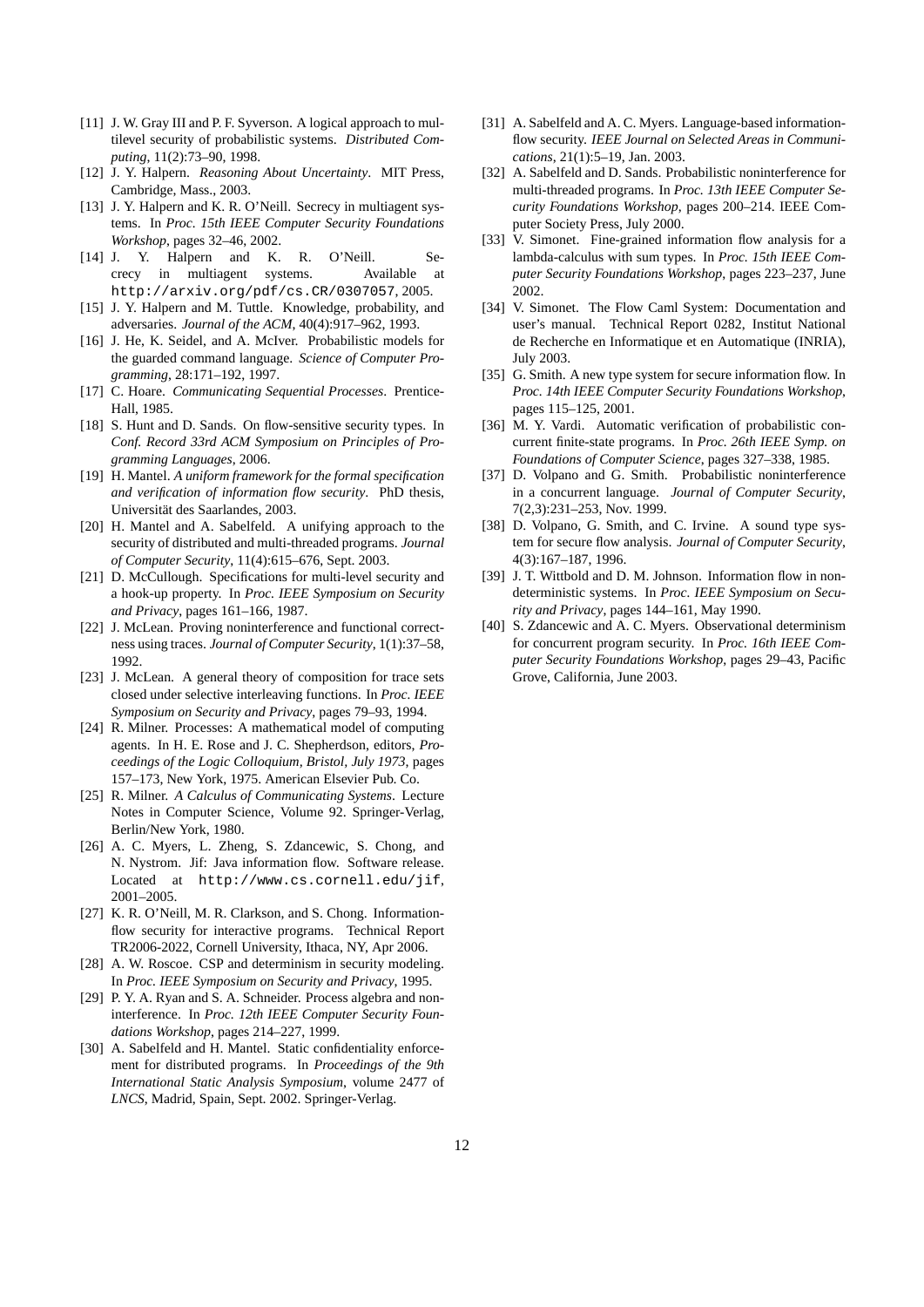[11] J. W. Gray III and P. F. Syverson. A logical approach to multilevel security of probabilistic systems. *Distributed Computing*, 11(2):73–90, 1998.

[12] J. Y. Halpern. *Reasoning About Uncertainty*. MIT Press, Cambridge, Mass., 2003.

[13] J. Y. Halpern and K. R. O'Neill. Secrecy in multiagent systems. In *Proc. 15th IEEE Computer Security Foundations Workshop*, pages 32–46, 2002.

[14] J. Y. Halpern and K. R. O'Neill. Secrecy in multiagent systems. Available at `http://arxiv.org/pdf/cs.CR/0307057`, 2005.

[15] J. Y. Halpern and M. Tuttle. Knowledge, probability, and adversaries. *Journal of the ACM*, 40(4):917–962, 1993.

[16] J. He, K. Seidel, and A. McIver. Probabilistic models for the guarded command language. *Science of Computer Programming*, 28:171–192, 1997.

[17] C. Hoare. *Communicating Sequential Processes*. Prentice-Hall, 1985.

[18] S. Hunt and D. Sands. On flow-sensitive security types. In *Conf. Record 33rd ACM Symposium on Principles of Programming Languages*, 2006.

[19] H. Mantel. *A uniform framework for the formal specification and verification of information flow security*. PhD thesis, Universität des Saarlandes, 2003.

[20] H. Mantel and A. Sabelfeld. A unifying approach to the security of distributed and multi-threaded programs. *Journal of Computer Security*, 11(4):615–676, Sept. 2003.

[21] D. McCullough. Specifications for multi-level security and a hook-up property. In *Proc. IEEE Symposium on Security and Privacy*, pages 161–166, 1987.

[22] J. McLean. Proving noninterference and functional correctness using traces. *Journal of Computer Security*, 1(1):37–58, 1992.

[23] J. McLean. A general theory of composition for trace sets closed under selective interleaving functions. In *Proc. IEEE Symposium on Security and Privacy*, pages 79–93, 1994.

[24] R. Milner. Processes: A mathematical model of computing agents. In H. E. Rose and J. C. Shepherdson, editors, *Proceedings of the Logic Colloquium, Bristol, July 1973*, pages 157–173, New York, 1975. American Elsevier Pub. Co.

[25] R. Milner. *A Calculus of Communicating Systems*. Lecture Notes in Computer Science, Volume 92. Springer-Verlag, Berlin/New York, 1980.

[26] A. C. Myers, L. Zheng, S. Zdancewic, S. Chong, and N. Nystrom. Jif: Java information flow. Software release. Located at `http://www.cs.cornell.edu/jif`, 2001–2005.

[27] K. R. O'Neill, M. R. Clarkson, and S. Chong. Information-flow security for interactive programs. Technical Report TR2006-2022, Cornell University, Ithaca, NY, Apr 2006.

[28] A. W. Roscoe. CSP and determinism in security modeling. In *Proc. IEEE Symposium on Security and Privacy*, 1995.

[29] P. Y. A. Ryan and S. A. Schneider. Process algebra and noninterference. In *Proc. 12th IEEE Computer Security Foundations Workshop*, pages 214–227, 1999.

[30] A. Sabelfeld and H. Mantel. Static confidentiality enforcement for distributed programs. In *Proceedings of the 9th International Static Analysis Symposium*, volume 2477 of *LNCS*, Madrid, Spain, Sept. 2002. Springer-Verlag.

[31] A. Sabelfeld and A. C. Myers. Language-based information-flow security. *IEEE Journal on Selected Areas in Communications*, 21(1):5–19, Jan. 2003.

[32] A. Sabelfeld and D. Sands. Probabilistic noninterference for multi-threaded programs. In *Proc. 13th IEEE Computer Security Foundations Workshop*, pages 200–214. IEEE Computer Society Press, July 2000.

[33] V. Simonet. Fine-grained information flow analysis for a lambda-calculus with sum types. In *Proc. 15th IEEE Computer Security Foundations Workshop*, pages 223–237, June 2002.

[34] V. Simonet. The Flow Caml System: Documentation and user's manual. Technical Report 0282, Institut National de Recherche en Informatique et en Automatique (INRIA), July 2003.

[35] G. Smith. A new type system for secure information flow. In *Proc. 14th IEEE Computer Security Foundations Workshop*, pages 115–125, 2001.

[36] M. Y. Vardi. Automatic verification of probabilistic concurrent finite-state programs. In *Proc. 26th IEEE Symp. on Foundations of Computer Science*, pages 327–338, 1985.

[37] D. Volpano and G. Smith. Probabilistic noninterference in a concurrent language. *Journal of Computer Security*, 7(2,3):231–253, Nov. 1999.

[38] D. Volpano, G. Smith, and C. Irvine. A sound type system for secure flow analysis. *Journal of Computer Security*, 4(3):167–187, 1996.

[39] J. T. Wittbold and D. M. Johnson. Information flow in nondeterministic systems. In *Proc. IEEE Symposium on Security and Privacy*, pages 144–161, May 1990.

[40] S. Zdancewic and A. C. Myers. Observational determinism for concurrent program security. In *Proc. 16th IEEE Computer Security Foundations Workshop*, pages 29–43, Pacific Grove, California, June 2003.